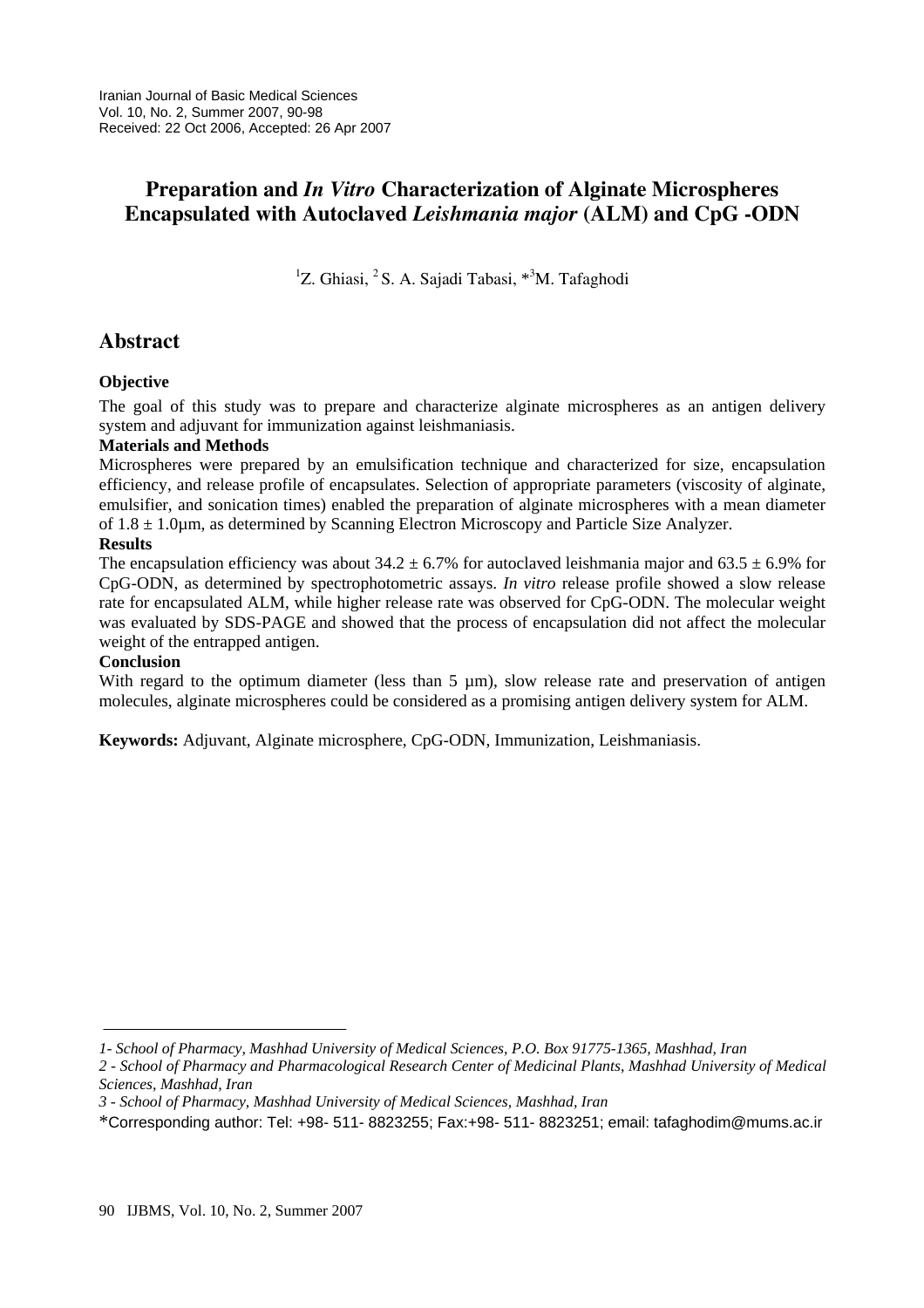Iranian Journal of Basic Medical Sciences
Vol. 10, No. 2, Summer 2007, 90-98
Received: 22 Oct 2006, Accepted: 26 Apr 2007

# Preparation and *In Vitro* Characterization of Alginate Microspheres Encapsulated with Autoclaved *Leishmania major* (ALM) and CpG -ODN

[1]Z. Ghiasi, [2]S. A. Sajadi Tabasi, *[3]M. Tafaghodi

## Abstract

### Objective

The goal of this study was to prepare and characterize alginate microspheres as an antigen delivery system and adjuvant for immunization against leishmaniasis.

### Materials and Methods

Microspheres were prepared by an emulsification technique and characterized for size, encapsulation efficiency, and release profile of encapsulates. Selection of appropriate parameters (viscosity of alginate, emulsifier, and sonication times) enabled the preparation of alginate microspheres with a mean diameter of $1.8 \pm 1.0$µm, as determined by Scanning Electron Microscopy and Particle Size Analyzer.

### Results

The encapsulation efficiency was about $34.2 \pm 6.7$% for autoclaved leishmania major and $63.5 \pm 6.9$% for CpG-ODN, as determined by spectrophotometric assays. *In vitro* release profile showed a slow release rate for encapsulated ALM, while higher release rate was observed for CpG-ODN. The molecular weight was evaluated by SDS-PAGE and showed that the process of encapsulation did not affect the molecular weight of the entrapped antigen.

### Conclusion

With regard to the optimum diameter (less than 5 µm), slow release rate and preservation of antigen molecules, alginate microspheres could be considered as a promising antigen delivery system for ALM.

**Keywords:** Adjuvant, Alginate microsphere, CpG-ODN, Immunization, Leishmaniasis.

---

*1- School of Pharmacy, Mashhad University of Medical Sciences, P.O. Box 91775-1365, Mashhad, Iran*

*2 - School of Pharmacy and Pharmacological Research Center of Medicinal Plants, Mashhad University of Medical Sciences, Mashhad, Iran*

*3 - School of Pharmacy, Mashhad University of Medical Sciences, Mashhad, Iran*

*Corresponding author: Tel: +98- 511- 8823255; Fax:+98- 511- 8823251; email: tafaghodim@mums.ac.ir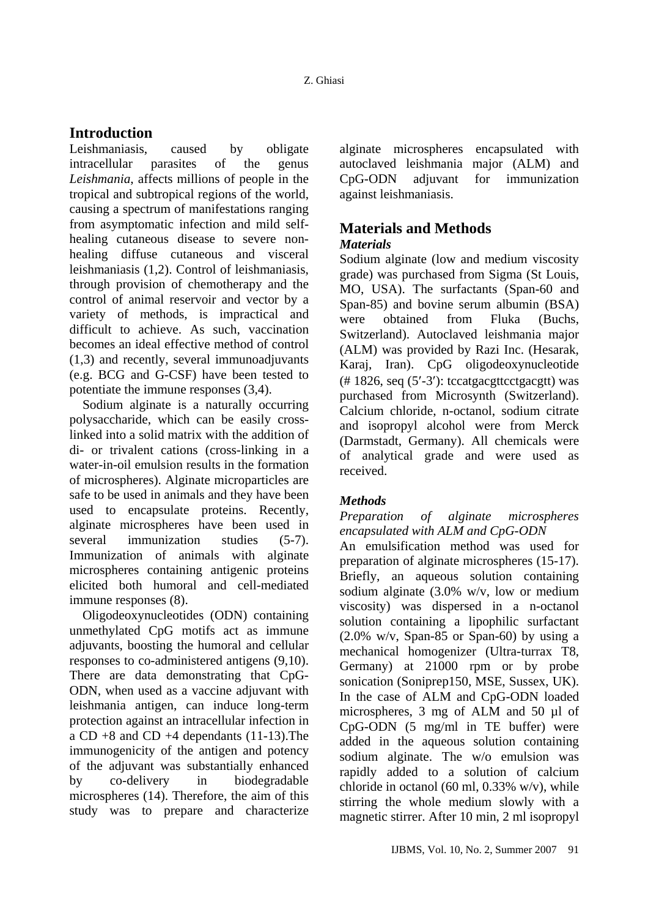## Introduction

Leishmaniasis, caused by obligate intracellular parasites of the genus *Leishmania*, affects millions of people in the tropical and subtropical regions of the world, causing a spectrum of manifestations ranging from asymptomatic infection and mild self-healing cutaneous disease to severe non-healing diffuse cutaneous and visceral leishmaniasis (1,2). Control of leishmaniasis, through provision of chemotherapy and the control of animal reservoir and vector by a variety of methods, is impractical and difficult to achieve. As such, vaccination becomes an ideal effective method of control (1,3) and recently, several immunoadjuvants (e.g. BCG and G-CSF) have been tested to potentiate the immune responses (3,4).

Sodium alginate is a naturally occurring polysaccharide, which can be easily cross-linked into a solid matrix with the addition of di- or trivalent cations (cross-linking in a water-in-oil emulsion results in the formation of microspheres). Alginate microparticles are safe to be used in animals and they have been used to encapsulate proteins. Recently, alginate microspheres have been used in several immunization studies (5-7). Immunization of animals with alginate microspheres containing antigenic proteins elicited both humoral and cell-mediated immune responses (8).

Oligodeoxynucleotides (ODN) containing unmethylated CpG motifs act as immune adjuvants, boosting the humoral and cellular responses to co-administered antigens (9,10). There are data demonstrating that CpG-ODN, when used as a vaccine adjuvant with leishmania antigen, can induce long-term protection against an intracellular infection in a CD +8 and CD +4 dependants (11-13).The immunogenicity of the antigen and potency of the adjuvant was substantially enhanced by co-delivery in biodegradable microspheres (14). Therefore, the aim of this study was to prepare and characterize alginate microspheres encapsulated with autoclaved leishmania major (ALM) and CpG-ODN adjuvant for immunization against leishmaniasis.

## Materials and Methods

### *Materials*

Sodium alginate (low and medium viscosity grade) was purchased from Sigma (St Louis, MO, USA). The surfactants (Span-60 and Span-85) and bovine serum albumin (BSA) were obtained from Fluka (Buchs, Switzerland). Autoclaved leishmania major (ALM) was provided by Razi Inc. (Hesarak, Karaj, Iran). CpG oligodeoxynucleotide (# 1826, seq (5′-3′): tccatgacgttcctgacgtt) was purchased from Microsynth (Switzerland). Calcium chloride, n-octanol, sodium citrate and isopropyl alcohol were from Merck (Darmstadt, Germany). All chemicals were of analytical grade and were used as received.

### *Methods*

*Preparation of alginate microspheres encapsulated with ALM and CpG-ODN*

An emulsification method was used for preparation of alginate microspheres (15-17). Briefly, an aqueous solution containing sodium alginate (3.0% w/v, low or medium viscosity) was dispersed in a n-octanol solution containing a lipophilic surfactant (2.0% w/v, Span-85 or Span-60) by using a mechanical homogenizer (Ultra-turrax T8, Germany) at 21000 rpm or by probe sonication (Soniprep150, MSE, Sussex, UK). In the case of ALM and CpG-ODN loaded microspheres, 3 mg of ALM and 50 µl of CpG-ODN (5 mg/ml in TE buffer) were added in the aqueous solution containing sodium alginate. The w/o emulsion was rapidly added to a solution of calcium chloride in octanol (60 ml, 0.33% w/v), while stirring the whole medium slowly with a magnetic stirrer. After 10 min, 2 ml isopropyl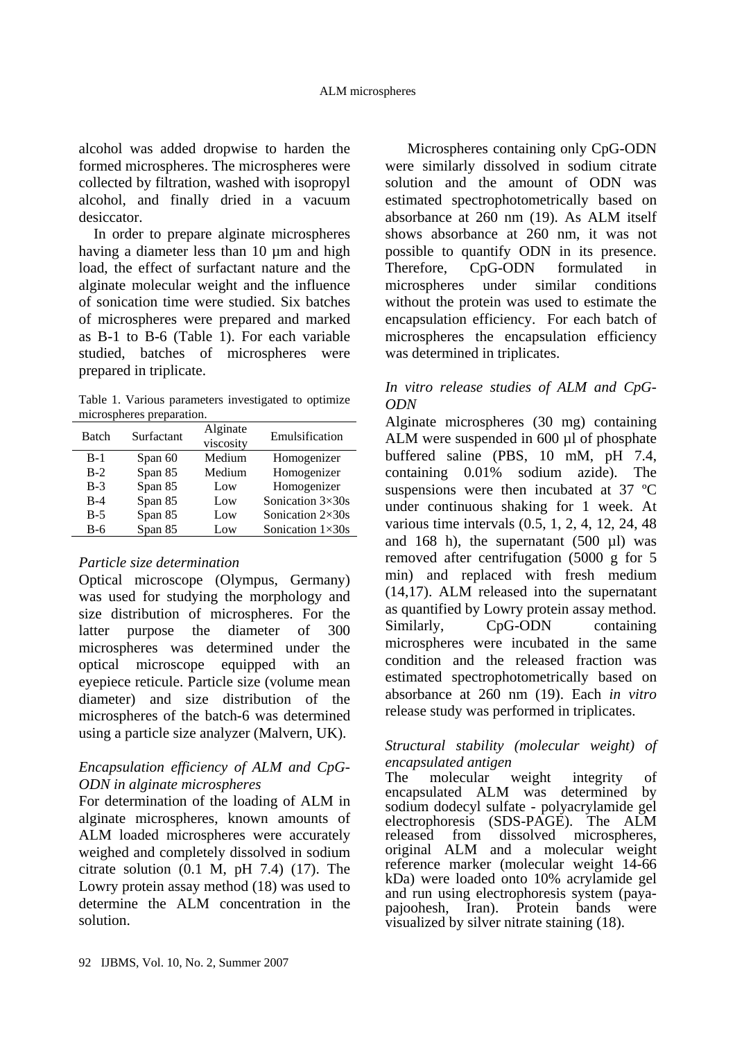alcohol was added dropwise to harden the formed microspheres. The microspheres were collected by filtration, washed with isopropyl alcohol, and finally dried in a vacuum desiccator.

In order to prepare alginate microspheres having a diameter less than 10 µm and high load, the effect of surfactant nature and the alginate molecular weight and the influence of sonication time were studied. Six batches of microspheres were prepared and marked as B-1 to B-6 (Table 1). For each variable studied, batches of microspheres were prepared in triplicate.

Table 1. Various parameters investigated to optimize microspheres preparation.

| Batch | Surfactant | Alginate viscosity | Emulsification |
|---|---|---|---|
| B-1 | Span 60 | Medium | Homogenizer |
| B-2 | Span 85 | Medium | Homogenizer |
| B-3 | Span 85 | Low | Homogenizer |
| B-4 | Span 85 | Low | Sonication 3×30s |
| B-5 | Span 85 | Low | Sonication 2×30s |
| B-6 | Span 85 | Low | Sonication 1×30s |

### *Particle size determination*

Optical microscope (Olympus, Germany) was used for studying the morphology and size distribution of microspheres. For the latter purpose the diameter of 300 microspheres was determined under the optical microscope equipped with an eyepiece reticule. Particle size (volume mean diameter) and size distribution of the microspheres of the batch-6 was determined using a particle size analyzer (Malvern, UK).

### *Encapsulation efficiency of ALM and CpG-ODN in alginate microspheres*

For determination of the loading of ALM in alginate microspheres, known amounts of ALM loaded microspheres were accurately weighed and completely dissolved in sodium citrate solution (0.1 M, pH 7.4) (17). The Lowry protein assay method (18) was used to determine the ALM concentration in the solution.

Microspheres containing only CpG-ODN were similarly dissolved in sodium citrate solution and the amount of ODN was estimated spectrophotometrically based on absorbance at 260 nm (19). As ALM itself shows absorbance at 260 nm, it was not possible to quantify ODN in its presence. Therefore, CpG-ODN formulated in microspheres under similar conditions without the protein was used to estimate the encapsulation efficiency. For each batch of microspheres the encapsulation efficiency was determined in triplicates.

### *In vitro release studies of ALM and CpG-ODN*

Alginate microspheres (30 mg) containing ALM were suspended in 600 µl of phosphate buffered saline (PBS, 10 mM, pH 7.4, containing 0.01% sodium azide). The suspensions were then incubated at 37 ºC under continuous shaking for 1 week. At various time intervals (0.5, 1, 2, 4, 12, 24, 48 and 168 h), the supernatant (500 µl) was removed after centrifugation (5000 g for 5 min) and replaced with fresh medium (14,17). ALM released into the supernatant as quantified by Lowry protein assay method. Similarly, CpG-ODN containing microspheres were incubated in the same condition and the released fraction was estimated spectrophotometrically based on absorbance at 260 nm (19). Each *in vitro* release study was performed in triplicates.

### *Structural stability (molecular weight) of encapsulated antigen*

The molecular weight integrity of encapsulated ALM was determined by sodium dodecyl sulfate - polyacrylamide gel electrophoresis (SDS-PAGE). The ALM released from dissolved microspheres, original ALM and a molecular weight reference marker (molecular weight 14-66 kDa) were loaded onto 10% acrylamide gel and run using electrophoresis system (paya-pajoohesh, Iran). Protein bands were visualized by silver nitrate staining (18).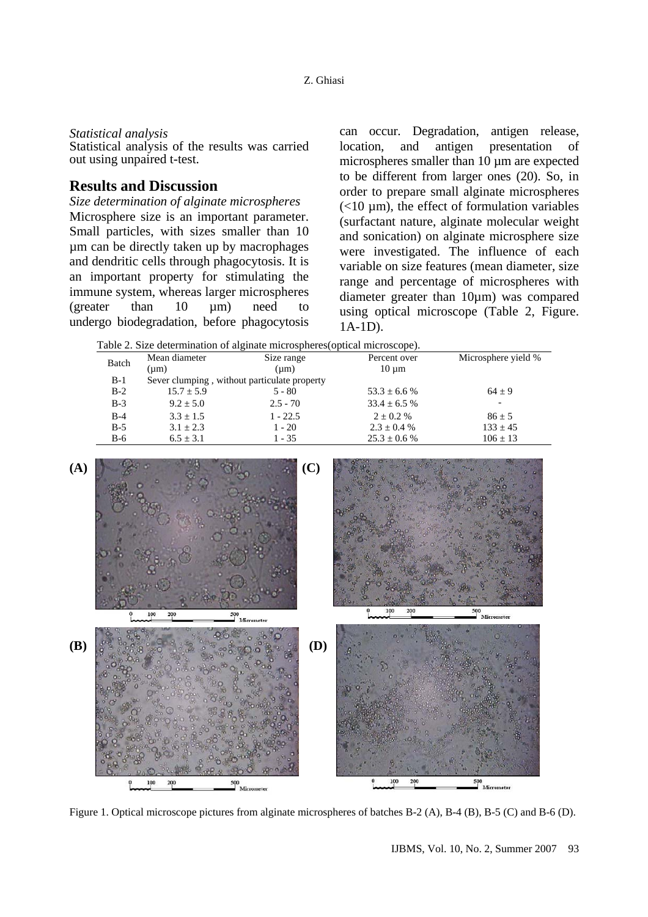*Statistical analysis*

Statistical analysis of the results was carried out using unpaired t-test.

## Results and Discussion

*Size determination of alginate microspheres*

Microsphere size is an important parameter. Small particles, with sizes smaller than 10 µm can be directly taken up by macrophages and dendritic cells through phagocytosis. It is an important property for stimulating the immune system, whereas larger microspheres (greater than 10 µm) need to undergo biodegradation, before phagocytosis can occur. Degradation, antigen release, location, and antigen presentation of microspheres smaller than 10 µm are expected to be different from larger ones (20). So, in order to prepare small alginate microspheres (<10 µm), the effect of formulation variables (surfactant nature, alginate molecular weight and sonication) on alginate microsphere size were investigated. The influence of each variable on size features (mean diameter, size range and percentage of microspheres with diameter greater than 10µm) was compared using optical microscope (Table 2, Figure. 1A-1D).

Table 2. Size determination of alginate microspheres(optical microscope).

| Batch | Mean diameter (µm) | Size range (µm) | Percent over 10 µm | Microsphere yield % |
|---|---|---|---|---|
| B-1 | Sever clumping , without particulate property | | | |
| B-2 | 15.7 ± 5.9 | 5 - 80 | 53.3 ± 6.6 % | 64 ± 9 |
| B-3 | 9.2 ± 5.0 | 2.5 - 70 | 33.4 ± 6.5 % | - |
| B-4 | 3.3 ± 1.5 | 1 - 22.5 | 2 ± 0.2 % | 86 ± 5 |
| B-5 | 3.1 ± 2.3 | 1 - 20 | 2.3 ± 0.4 % | 133 ± 45 |
| B-6 | 6.5 ± 3.1 | 1 - 35 | 25.3 ± 0.6 % | 106 ± 13 |

Figure 1. Optical microscope pictures from alginate microspheres of batches B-2 (A), B-4 (B), B-5 (C) and B-6 (D).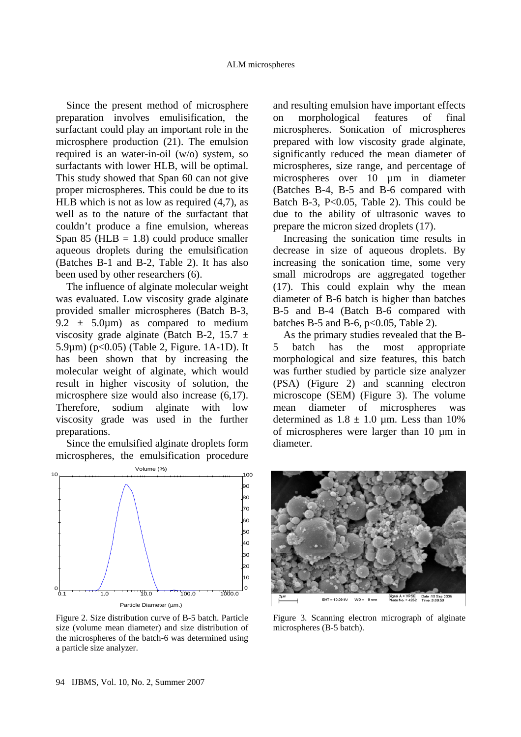Since the present method of microsphere preparation involves emulisification, the surfactant could play an important role in the microsphere production (21). The emulsion required is an water-in-oil (w/o) system, so surfactants with lower HLB, will be optimal. This study showed that Span 60 can not give proper microspheres. This could be due to its HLB which is not as low as required (4,7), as well as to the nature of the surfactant that couldn't produce a fine emulsion, whereas Span 85 (HLB = 1.8) could produce smaller aqueous droplets during the emulsification (Batches B-1 and B-2, Table 2). It has also been used by other researchers (6).

The influence of alginate molecular weight was evaluated. Low viscosity grade alginate provided smaller microspheres (Batch B-3, 9.2 ± 5.0µm) as compared to medium viscosity grade alginate (Batch B-2, 15.7 ± 5.9µm) ($p<0.05$) (Table 2, Figure. 1A-1D). It has been shown that by increasing the molecular weight of alginate, which would result in higher viscosity of solution, the microsphere size would also increase (6,17). Therefore, sodium alginate with low viscosity grade was used in the further preparations.

Since the emulsified alginate droplets form microspheres, the emulsification procedure and resulting emulsion have important effects on morphological features of final microspheres. Sonication of microspheres prepared with low viscosity grade alginate, significantly reduced the mean diameter of microspheres, size range, and percentage of microspheres over 10 µm in diameter (Batches B-4, B-5 and B-6 compared with Batch B-3, $P<0.05$, Table 2). This could be due to the ability of ultrasonic waves to prepare the micron sized droplets (17).

Increasing the sonication time results in decrease in size of aqueous droplets. By increasing the sonication time, some very small microdrops are aggregated together (17). This could explain why the mean diameter of B-6 batch is higher than batches B-5 and B-4 (Batch B-6 compared with batches B-5 and B-6, $p<0.05$, Table 2).

As the primary studies revealed that the B-5 batch has the most appropriate morphological and size features, this batch was further studied by particle size analyzer (PSA) (Figure 2) and scanning electron microscope (SEM) (Figure 3). The volume mean diameter of microspheres was determined as 1.8 ± 1.0 µm. Less than 10% of microspheres were larger than 10 µm in diameter.

Figure 2. Size distribution curve of B-5 batch. Particle size (volume mean diameter) and size distribution of the microspheres of the batch-6 was determined using a particle size analyzer.

Figure 3. Scanning electron micrograph of alginate microspheres (B-5 batch).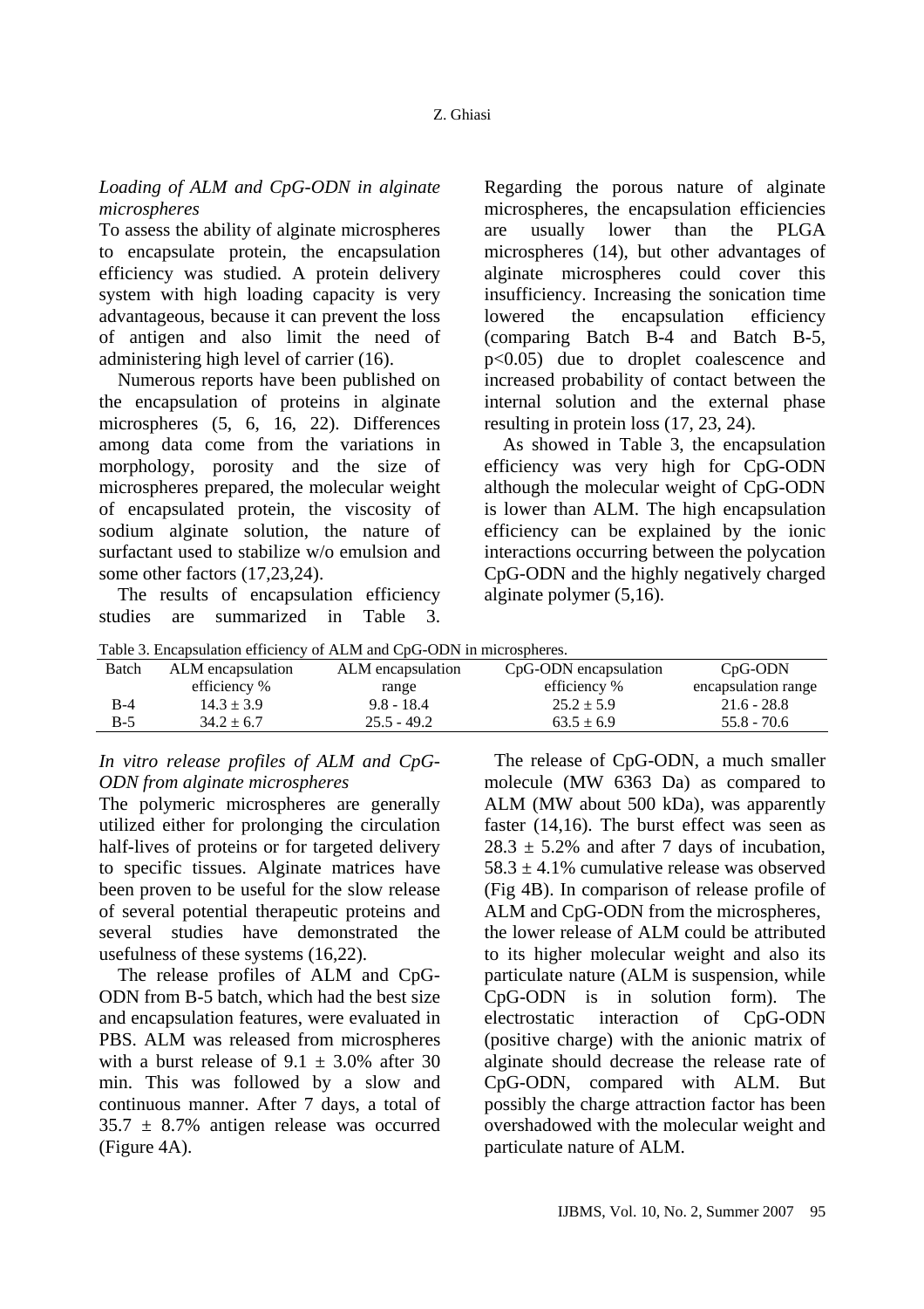*Loading of ALM and CpG-ODN in alginate microspheres*

To assess the ability of alginate microspheres to encapsulate protein, the encapsulation efficiency was studied. A protein delivery system with high loading capacity is very advantageous, because it can prevent the loss of antigen and also limit the need of administering high level of carrier (16).

Numerous reports have been published on the encapsulation of proteins in alginate microspheres (5, 6, 16, 22). Differences among data come from the variations in morphology, porosity and the size of microspheres prepared, the molecular weight of encapsulated protein, the viscosity of sodium alginate solution, the nature of surfactant used to stabilize w/o emulsion and some other factors (17,23,24).

The results of encapsulation efficiency studies are summarized in Table 3. Regarding the porous nature of alginate microspheres, the encapsulation efficiencies are usually lower than the PLGA microspheres (14), but other advantages of alginate microspheres could cover this insufficiency. Increasing the sonication time lowered the encapsulation efficiency (comparing Batch B-4 and Batch B-5, $p<0.05$) due to droplet coalescence and increased probability of contact between the internal solution and the external phase resulting in protein loss (17, 23, 24).

As showed in Table 3, the encapsulation efficiency was very high for CpG-ODN although the molecular weight of CpG-ODN is lower than ALM. The high encapsulation efficiency can be explained by the ionic interactions occurring between the polycation CpG-ODN and the highly negatively charged alginate polymer (5,16).

Table 3. Encapsulation efficiency of ALM and CpG-ODN in microspheres.

| Batch | ALM encapsulation efficiency % | ALM encapsulation range | CpG-ODN encapsulation efficiency % | CpG-ODN encapsulation range |
|---|---|---|---|---|
| B-4 | $14.3 \pm 3.9$ | 9.8 - 18.4 | $25.2 \pm 5.9$ | 21.6 - 28.8 |
| B-5 | $34.2 \pm 6.7$ | 25.5 - 49.2 | $63.5 \pm 6.9$ | 55.8 - 70.6 |

*In vitro release profiles of ALM and CpG-ODN from alginate microspheres*

The polymeric microspheres are generally utilized either for prolonging the circulation half-lives of proteins or for targeted delivery to specific tissues. Alginate matrices have been proven to be useful for the slow release of several potential therapeutic proteins and several studies have demonstrated the usefulness of these systems (16,22).

The release profiles of ALM and CpG-ODN from B-5 batch, which had the best size and encapsulation features, were evaluated in PBS. ALM was released from microspheres with a burst release of $9.1 \pm 3.0\%$ after 30 min. This was followed by a slow and continuous manner. After 7 days, a total of $35.7 \pm 8.7\%$ antigen release was occurred (Figure 4A).

The release of CpG-ODN, a much smaller molecule (MW 6363 Da) as compared to ALM (MW about 500 kDa), was apparently faster (14,16). The burst effect was seen as $28.3 \pm 5.2\%$ and after 7 days of incubation, $58.3 \pm 4.1\%$ cumulative release was observed (Fig 4B). In comparison of release profile of ALM and CpG-ODN from the microspheres, the lower release of ALM could be attributed to its higher molecular weight and also its particulate nature (ALM is suspension, while CpG-ODN is in solution form). The electrostatic interaction of CpG-ODN (positive charge) with the anionic matrix of alginate should decrease the release rate of CpG-ODN, compared with ALM. But possibly the charge attraction factor has been overshadowed with the molecular weight and particulate nature of ALM.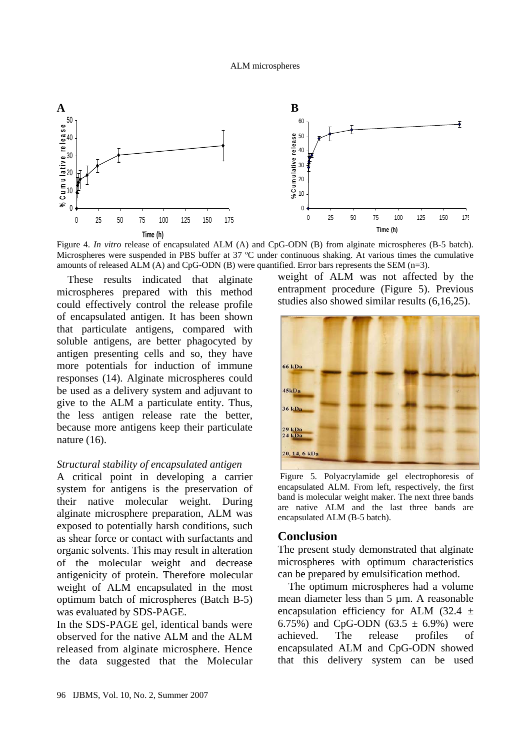Figure 4. *In vitro* release of encapsulated ALM (A) and CpG-ODN (B) from alginate microspheres (B-5 batch). Microspheres were suspended in PBS buffer at 37 ºC under continuous shaking. At various times the cumulative amounts of released ALM (A) and CpG-ODN (B) were quantified. Error bars represents the SEM (n=3).

These results indicated that alginate microspheres prepared with this method could effectively control the release profile of encapsulated antigen. It has been shown that particulate antigens, compared with soluble antigens, are better phagocyted by antigen presenting cells and so, they have more potentials for induction of immune responses (14). Alginate microspheres could be used as a delivery system and adjuvant to give to the ALM a particulate entity. Thus, the less antigen release rate the better, because more antigens keep their particulate nature (16).

*Structural stability of encapsulated antigen*

A critical point in developing a carrier system for antigens is the preservation of their native molecular weight. During alginate microsphere preparation, ALM was exposed to potentially harsh conditions, such as shear force or contact with surfactants and organic solvents. This may result in alteration of the molecular weight and decrease antigenicity of protein. Therefore molecular weight of ALM encapsulated in the most optimum batch of microspheres (Batch B-5) was evaluated by SDS-PAGE.

In the SDS-PAGE gel, identical bands were observed for the native ALM and the ALM released from alginate microsphere. Hence the data suggested that the Molecular weight of ALM was not affected by the entrapment procedure (Figure 5). Previous studies also showed similar results (6,16,25).

Figure 5. Polyacrylamide gel electrophoresis of encapsulated ALM. From left, respectively, the first band is molecular weight maker. The next three bands are native ALM and the last three bands are encapsulated ALM (B-5 batch).

## Conclusion

The present study demonstrated that alginate microspheres with optimum characteristics can be prepared by emulsification method.

The optimum microspheres had a volume mean diameter less than 5 µm. A reasonable encapsulation efficiency for ALM (32.4 ± 6.75%) and CpG-ODN (63.5 ± 6.9%) were achieved. The release profiles of encapsulated ALM and CpG-ODN showed that this delivery system can be used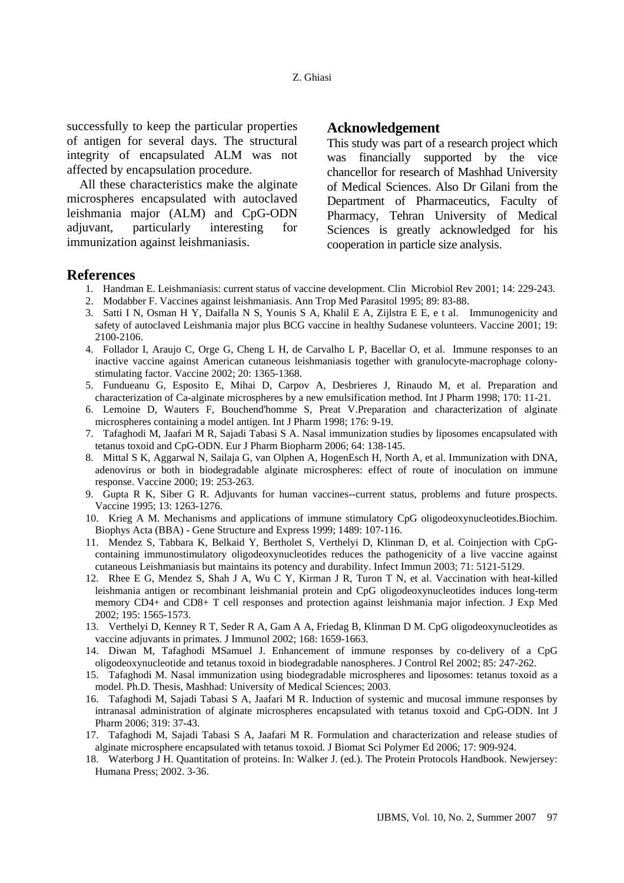successfully to keep the particular properties of antigen for several days. The structural integrity of encapsulated ALM was not affected by encapsulation procedure.

All these characteristics make the alginate microspheres encapsulated with autoclaved leishmania major (ALM) and CpG-ODN adjuvant, particularly interesting for immunization against leishmaniasis.

## Acknowledgement

This study was part of a research project which was financially supported by the vice chancellor for research of Mashhad University of Medical Sciences. Also Dr Gilani from the Department of Pharmaceutics, Faculty of Pharmacy, Tehran University of Medical Sciences is greatly acknowledged for his cooperation in particle size analysis.

## References

1. Handman E. Leishmaniases: current status of vaccine development. Clin Microbiol Rev 2001; 14: 229-243.
2. Modabber F. Vaccines against leishmaniasis. Ann Trop Med Parasitol 1995; 89: 83-88.
3. Satti I N, Osman H Y, Daifalla N S, Younis S A, Khalil E A, Zijlstra E E, e t al. Immunogenicity and safety of autoclaved Leishmania major plus BCG vaccine in healthy Sudanese volunteers. Vaccine 2001; 19: 2100-2106.
4. Follador I, Araujo C, Orge G, Cheng L H, de Carvalho L P, Bacellar O, et al. Immune responses to an inactive vaccine against American cutaneous leishmaniasis together with granulocyte-macrophage colony-stimulating factor. Vaccine 2002; 20: 1365-1368.
5. Fundueanu G, Esposito E, Mihai D, Carpov A, Desbrieres J, Rinaudo M, et al. Preparation and characterization of Ca-alginate microspheres by a new emulsification method. Int J Pharm 1998; 170: 11-21.
6. Lemoine D, Wauters F, Bouchend'homme S, Preat V.Preparation and characterization of alginate microspheres containing a model antigen. Int J Pharm 1998; 176: 9-19.
7. Tafaghodi M, Jaafari M R, Sajadi Tabasi S A. Nasal immunization studies by liposomes encapsulated with tetanus toxoid and CpG-ODN. Eur J Pharm Biopharm 2006; 64: 138-145.
8. Mittal S K, Aggarwal N, Sailaja G, van Olphen A, HogenEsch H, North A, et al. Immunization with DNA, adenovirus or both in biodegradable alginate microspheres: effect of route of inoculation on immune response. Vaccine 2000; 19: 253-263.
9. Gupta R K, Siber G R. Adjuvants for human vaccines--current status, problems and future prospects. Vaccine 1995; 13: 1263-1276.
10. Krieg A M. Mechanisms and applications of immune stimulatory CpG oligodeoxynucleotides.Biochim. Biophys Acta (BBA) - Gene Structure and Express 1999; 1489: 107-116.
11. Mendez S, Tabbara K, Belkaid Y, Bertholet S, Verthelyi D, Klinman D, et al. Coinjection with CpG-containing immunostimulatory oligodeoxynucleotides reduces the pathogenicity of a live vaccine against cutaneous Leishmaniasis but maintains its potency and durability. Infect Immun 2003; 71: 5121-5129.
12. Rhee E G, Mendez S, Shah J A, Wu C Y, Kirman J R, Turon T N, et al. Vaccination with heat-killed leishmania antigen or recombinant leishmanial protein and CpG oligodeoxynucleotides induces long-term memory CD4+ and CD8+ T cell responses and protection against leishmania major infection. J Exp Med 2002; 195: 1565-1573.
13. Verthelyi D, Kenney R T, Seder R A, Gam A A, Friedag B, Klinman D M. CpG oligodeoxynucleotides as vaccine adjuvants in primates. J Immunol 2002; 168: 1659-1663.
14. Diwan M, Tafaghodi MSamuel J. Enhancement of immune responses by co-delivery of a CpG oligodeoxynucleotide and tetanus toxoid in biodegradable nanospheres. J Control Rel 2002; 85: 247-262.
15. Tafaghodi M. Nasal immunization using biodegradable microspheres and liposomes: tetanus toxoid as a model. Ph.D. Thesis, Mashhad: University of Medical Sciences; 2003.
16. Tafaghodi M, Sajadi Tabasi S A, Jaafari M R. Induction of systemic and mucosal immune responses by intranasal administration of alginate microspheres encapsulated with tetanus toxoid and CpG-ODN. Int J Pharm 2006; 319: 37-43.
17. Tafaghodi M, Sajadi Tabasi S A, Jaafari M R. Formulation and characterization and release studies of alginate microsphere encapsulated with tetanus toxoid. J Biomat Sci Polymer Ed 2006; 17: 909-924.
18. Waterborg J H. Quantitation of proteins. In: Walker J. (ed.). The Protein Protocols Handbook. Newjersey: Humana Press; 2002. 3-36.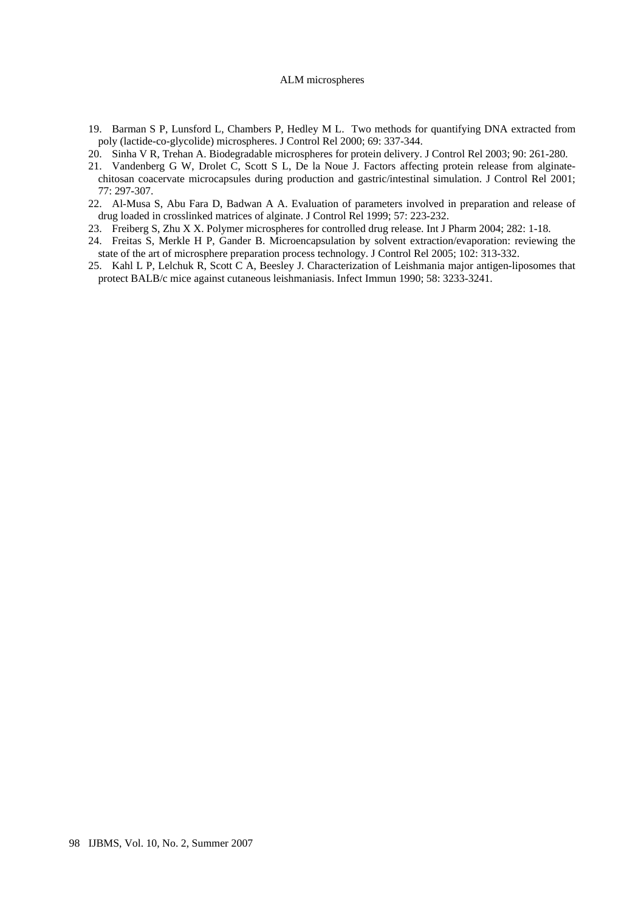19. Barman S P, Lunsford L, Chambers P, Hedley M L. Two methods for quantifying DNA extracted from poly (lactide-co-glycolide) microspheres. J Control Rel 2000; 69: 337-344.
20. Sinha V R, Trehan A. Biodegradable microspheres for protein delivery. J Control Rel 2003; 90: 261-280.
21. Vandenberg G W, Drolet C, Scott S L, De la Noue J. Factors affecting protein release from alginate-chitosan coacervate microcapsules during production and gastric/intestinal simulation. J Control Rel 2001; 77: 297-307.
22. Al-Musa S, Abu Fara D, Badwan A A. Evaluation of parameters involved in preparation and release of drug loaded in crosslinked matrices of alginate. J Control Rel 1999; 57: 223-232.
23. Freiberg S, Zhu X X. Polymer microspheres for controlled drug release. Int J Pharm 2004; 282: 1-18.
24. Freitas S, Merkle H P, Gander B. Microencapsulation by solvent extraction/evaporation: reviewing the state of the art of microsphere preparation process technology. J Control Rel 2005; 102: 313-332.
25. Kahl L P, Lelchuk R, Scott C A, Beesley J. Characterization of Leishmania major antigen-liposomes that protect BALB/c mice against cutaneous leishmaniasis. Infect Immun 1990; 58: 3233-3241.